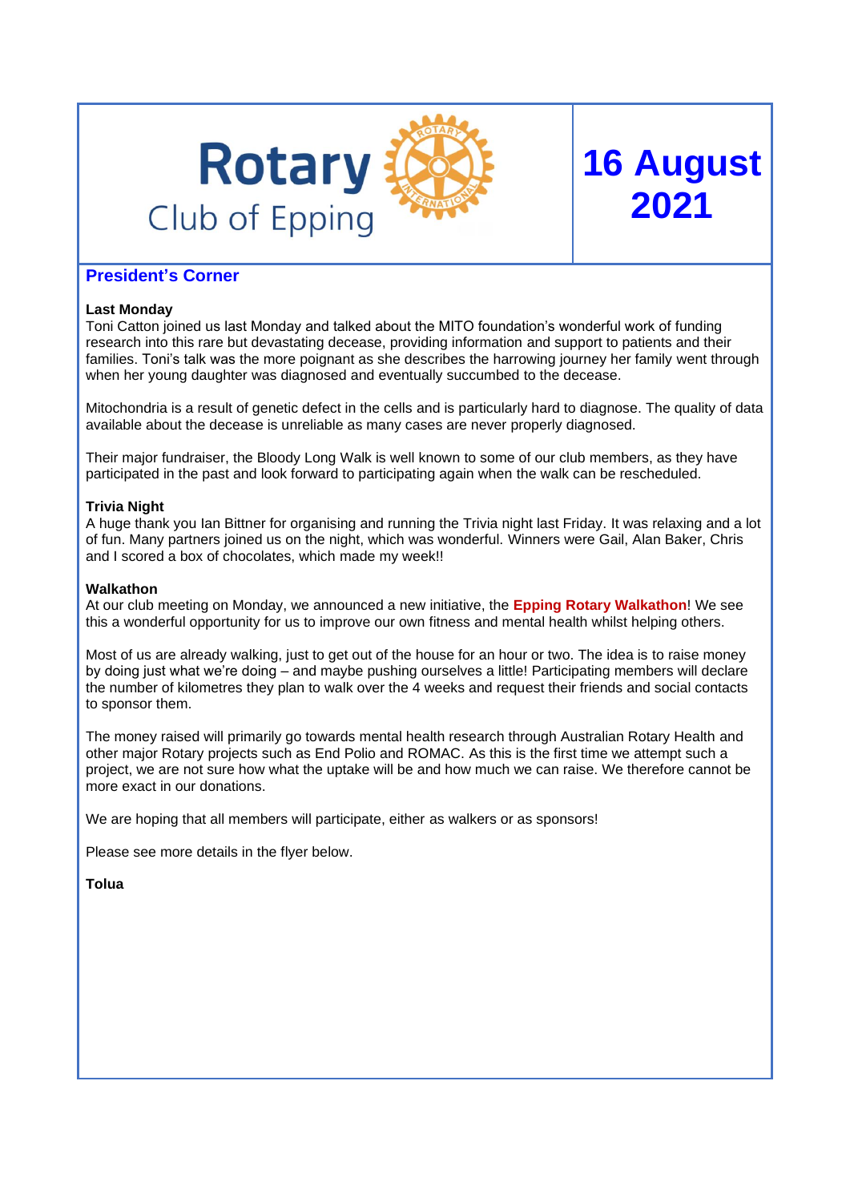# Rotary Club of Epping

# 16 August 2021

## President's Corner

**Last Monday**

Toni Catton joined us last Monday and talked about the MITO foundation's wonderful work of funding research into this rare but devastating decease, providing information and support to patients and their families. Toni's talk was the more poignant as she describes the harrowing journey her family went through when her young daughter was diagnosed and eventually succumbed to the decease.

Mitochondria is a result of genetic defect in the cells and is particularly hard to diagnose. The quality of data available about the decease is unreliable as many cases are never properly diagnosed.

Their major fundraiser, the Bloody Long Walk is well known to some of our club members, as they have participated in the past and look forward to participating again when the walk can be rescheduled.

**Trivia Night**

A huge thank you Ian Bittner for organising and running the Trivia night last Friday. It was relaxing and a lot of fun. Many partners joined us on the night, which was wonderful. Winners were Gail, Alan Baker, Chris and I scored a box of chocolates, which made my week!!

**Walkathon**

At our club meeting on Monday, we announced a new initiative, the **Epping Rotary Walkathon**! We see this a wonderful opportunity for us to improve our own fitness and mental health whilst helping others.

Most of us are already walking, just to get out of the house for an hour or two. The idea is to raise money by doing just what we're doing – and maybe pushing ourselves a little! Participating members will declare the number of kilometres they plan to walk over the 4 weeks and request their friends and social contacts to sponsor them.

The money raised will primarily go towards mental health research through Australian Rotary Health and other major Rotary projects such as End Polio and ROMAC. As this is the first time we attempt such a project, we are not sure how what the uptake will be and how much we can raise. We therefore cannot be more exact in our donations.

We are hoping that all members will participate, either as walkers or as sponsors!

Please see more details in the flyer below.

**Tolua**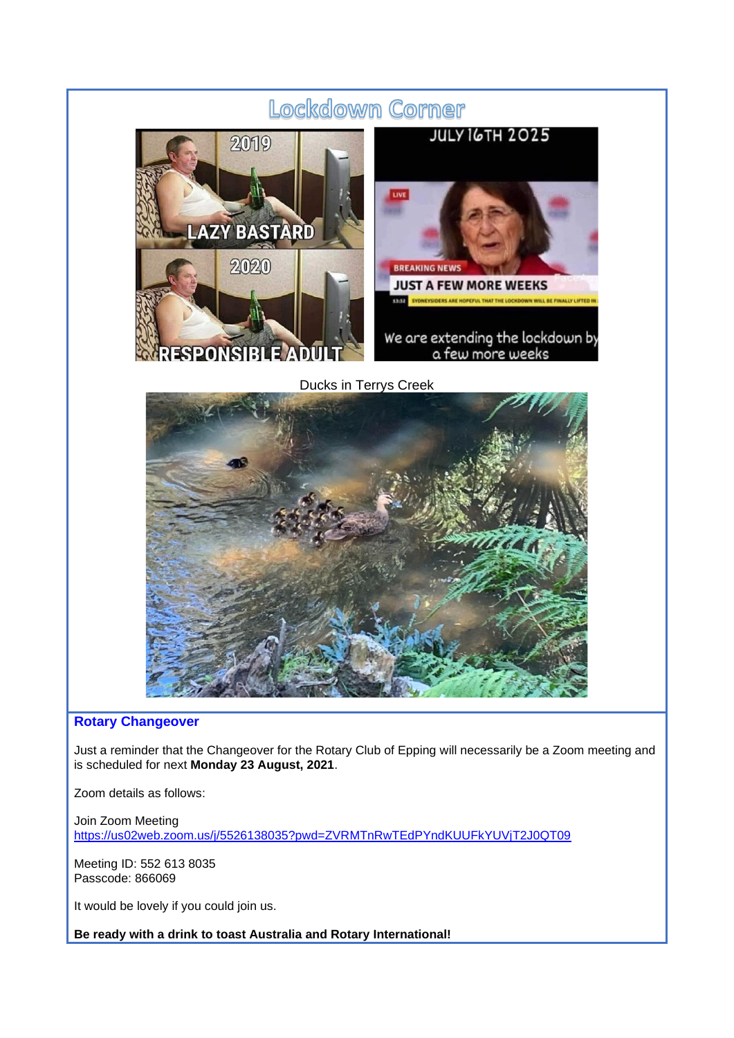## Lockdown Corner

Ducks in Terrys Creek

### Rotary Changeover

Just a reminder that the Changeover for the Rotary Club of Epping will necessarily be a Zoom meeting and is scheduled for next **Monday 23 August, 2021**.

Zoom details as follows:

Join Zoom Meeting
https://us02web.zoom.us/j/5526138035?pwd=ZVRMTnRwTEdPYndKUUFkYUVjT2J0QT09

Meeting ID: 552 613 8035
Passcode: 866069

It would be lovely if you could join us.

**Be ready with a drink to toast Australia and Rotary International!**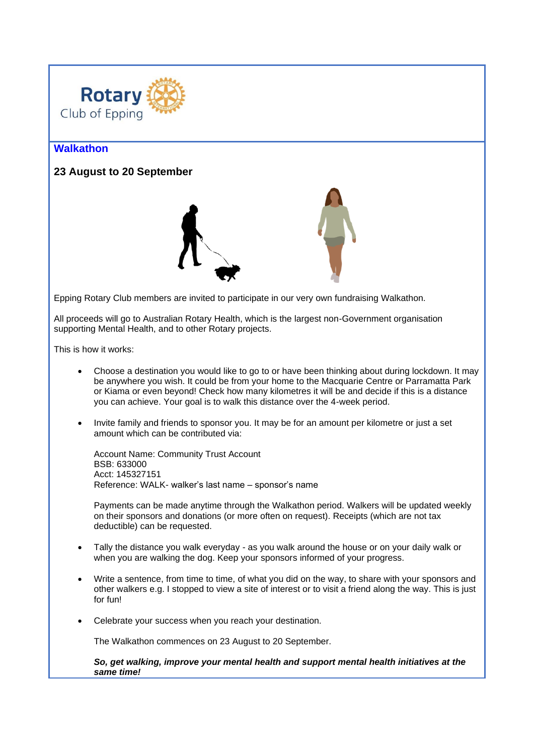Rotary Club of Epping

## Walkathon

### 23 August to 20 September

Epping Rotary Club members are invited to participate in our very own fundraising Walkathon.

All proceeds will go to Australian Rotary Health, which is the largest non-Government organisation supporting Mental Health, and to other Rotary projects.

This is how it works:

- Choose a destination you would like to go to or have been thinking about during lockdown. It may be anywhere you wish. It could be from your home to the Macquarie Centre or Parramatta Park or Kiama or even beyond! Check how many kilometres it will be and decide if this is a distance you can achieve. Your goal is to walk this distance over the 4-week period.

- Invite family and friends to sponsor you. It may be for an amount per kilometre or just a set amount which can be contributed via:

  Account Name: Community Trust Account
  BSB: 633000
  Acct: 145327151
  Reference: WALK- walker's last name – sponsor's name

  Payments can be made anytime through the Walkathon period. Walkers will be updated weekly on their sponsors and donations (or more often on request). Receipts (which are not tax deductible) can be requested.

- Tally the distance you walk everyday - as you walk around the house or on your daily walk or when you are walking the dog. Keep your sponsors informed of your progress.

- Write a sentence, from time to time, of what you did on the way, to share with your sponsors and other walkers e.g. I stopped to view a site of interest or to visit a friend along the way. This is just for fun!

- Celebrate your success when you reach your destination.

  The Walkathon commences on 23 August to 20 September.

  ***So, get walking, improve your mental health and support mental health initiatives at the same time!***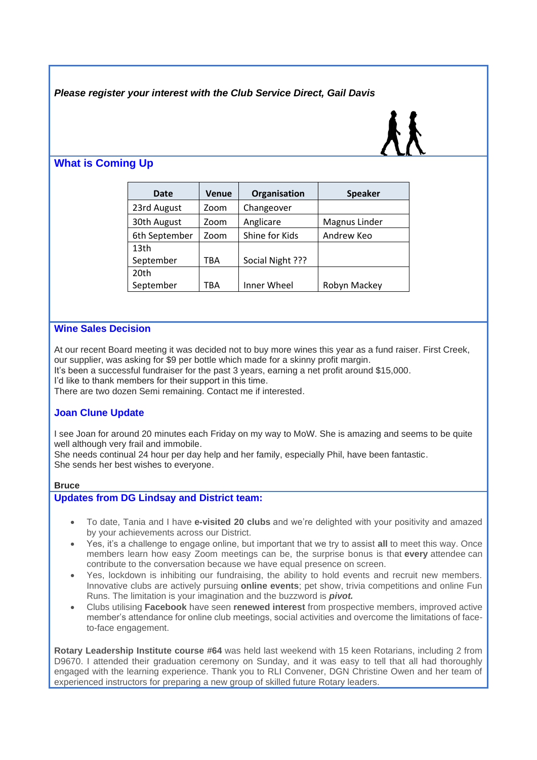***Please register your interest with the Club Service Direct, Gail Davis***

## What is Coming Up

| Date | Venue | Organisation | Speaker |
|---|---|---|---|
| 23rd August | Zoom | Changeover | |
| 30th August | Zoom | Anglicare | Magnus Linder |
| 6th September | Zoom | Shine for Kids | Andrew Keo |
| 13th September | TBA | Social Night ??? | |
| 20th September | TBA | Inner Wheel | Robyn Mackey |

## Wine Sales Decision

At our recent Board meeting it was decided not to buy more wines this year as a fund raiser. First Creek, our supplier, was asking for $9 per bottle which made for a skinny profit margin.
It's been a successful fundraiser for the past 3 years, earning a net profit around $15,000.
I'd like to thank members for their support in this time.
There are two dozen Semi remaining. Contact me if interested.

## Joan Clune Update

I see Joan for around 20 minutes each Friday on my way to MoW. She is amazing and seems to be quite well although very frail and immobile.
She needs continual 24 hour per day help and her family, especially Phil, have been fantastic.
She sends her best wishes to everyone.

**Bruce**

## Updates from DG Lindsay and District team:

- To date, Tania and I have **e-visited 20 clubs** and we're delighted with your positivity and amazed by your achievements across our District.
- Yes, it's a challenge to engage online, but important that we try to assist **all** to meet this way. Once members learn how easy Zoom meetings can be, the surprise bonus is that **every** attendee can contribute to the conversation because we have equal presence on screen.
- Yes, lockdown is inhibiting our fundraising, the ability to hold events and recruit new members. Innovative clubs are actively pursuing **online events**; pet show, trivia competitions and online Fun Runs. The limitation is your imagination and the buzzword is ***pivot.***
- Clubs utilising **Facebook** have seen **renewed interest** from prospective members, improved active member's attendance for online club meetings, social activities and overcome the limitations of face-to-face engagement.

**Rotary Leadership Institute course #64** was held last weekend with 15 keen Rotarians, including 2 from D9670. I attended their graduation ceremony on Sunday, and it was easy to tell that all had thoroughly engaged with the learning experience. Thank you to RLI Convener, DGN Christine Owen and her team of experienced instructors for preparing a new group of skilled future Rotary leaders.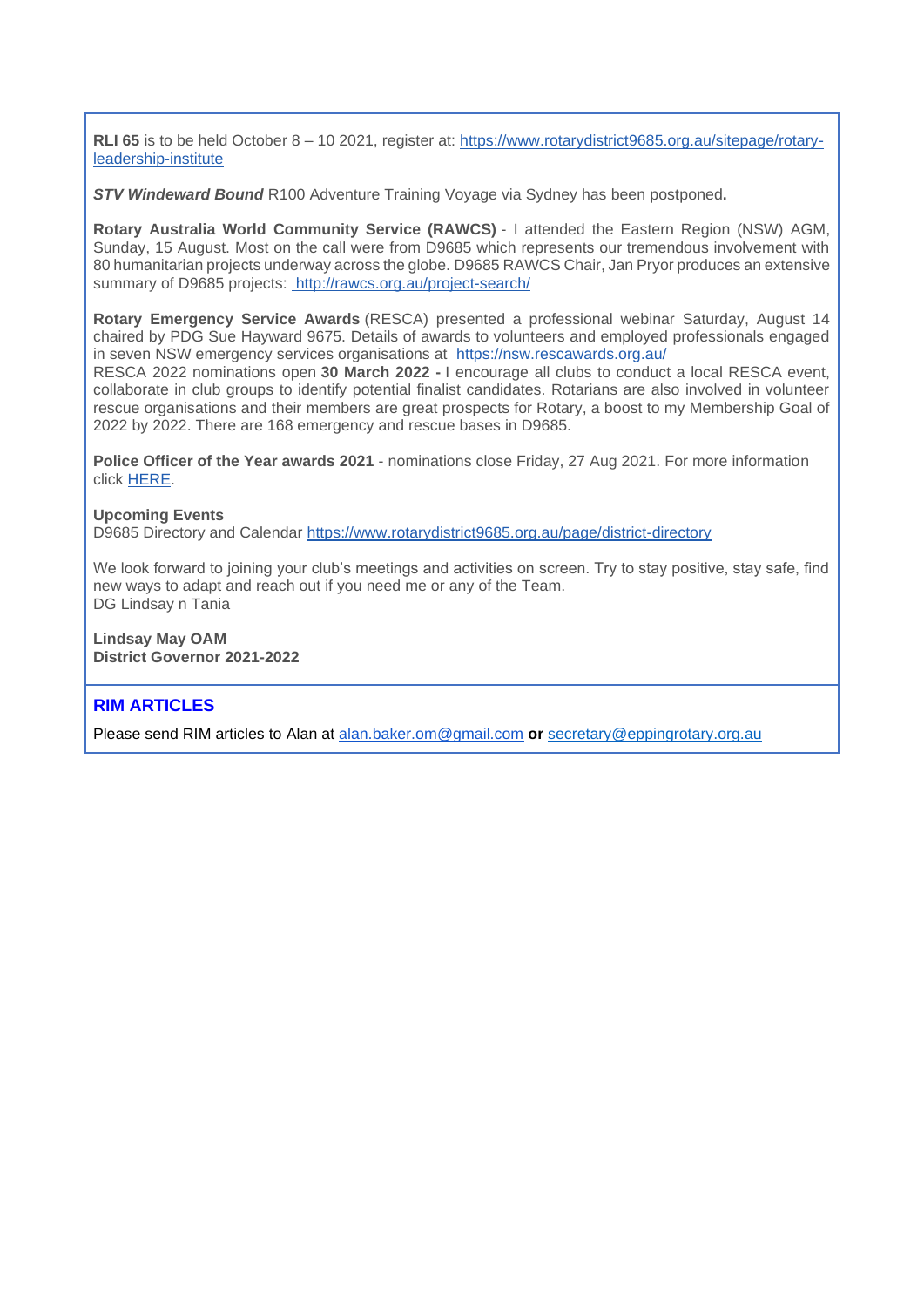**RLI 65** is to be held October 8 – 10 2021, register at: https://www.rotarydistrict9685.org.au/sitepage/rotary-leadership-institute

***STV Windeward Bound*** R100 Adventure Training Voyage via Sydney has been postponed**.**

**Rotary Australia World Community Service (RAWCS)** - I attended the Eastern Region (NSW) AGM, Sunday, 15 August. Most on the call were from D9685 which represents our tremendous involvement with 80 humanitarian projects underway across the globe. D9685 RAWCS Chair, Jan Pryor produces an extensive summary of D9685 projects: http://rawcs.org.au/project-search/

**Rotary Emergency Service Awards** (RESCA) presented a professional webinar Saturday, August 14 chaired by PDG Sue Hayward 9675. Details of awards to volunteers and employed professionals engaged in seven NSW emergency services organisations at https://nsw.rescawards.org.au/
RESCA 2022 nominations open **30 March 2022 -** I encourage all clubs to conduct a local RESCA event, collaborate in club groups to identify potential finalist candidates. Rotarians are also involved in volunteer rescue organisations and their members are great prospects for Rotary, a boost to my Membership Goal of 2022 by 2022. There are 168 emergency and rescue bases in D9685.

**Police Officer of the Year awards 2021** - nominations close Friday, 27 Aug 2021. For more information click HERE.

**Upcoming Events**
D9685 Directory and Calendar https://www.rotarydistrict9685.org.au/page/district-directory

We look forward to joining your club's meetings and activities on screen. Try to stay positive, stay safe, find new ways to adapt and reach out if you need me or any of the Team.
DG Lindsay n Tania

**Lindsay May OAM**
**District Governor 2021-2022**

## RIM ARTICLES

Please send RIM articles to Alan at alan.baker.om@gmail.com **or** secretary@eppingrotary.org.au